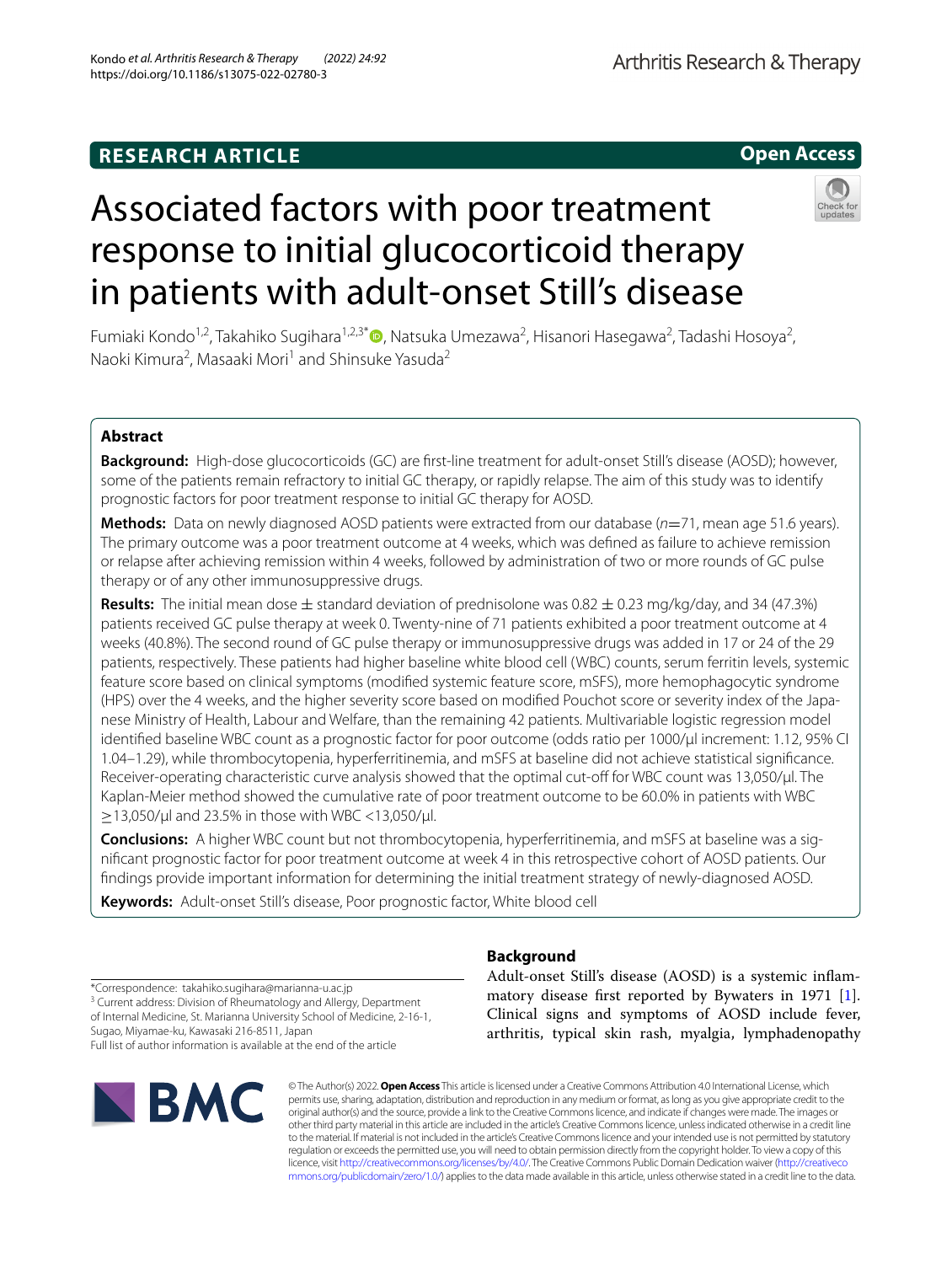RESEARCH ARTICLE

Open Access

# Associated factors with poor treatment response to initial glucocorticoid therapy in patients with adult-onset Still's disease

Fumiaki Kondo[1,2], Takahiko Sugihara[1,2,3*], Natsuka Umezawa[2], Hisanori Hasegawa[2], Tadashi Hosoya[2], Naoki Kimura[2], Masaaki Mori[1] and Shinsuke Yasuda[2]

## Abstract

**Background:** High-dose glucocorticoids (GC) are first-line treatment for adult-onset Still's disease (AOSD); however, some of the patients remain refractory to initial GC therapy, or rapidly relapse. The aim of this study was to identify prognostic factors for poor treatment response to initial GC therapy for AOSD.

**Methods:** Data on newly diagnosed AOSD patients were extracted from our database (*n*=71, mean age 51.6 years). The primary outcome was a poor treatment outcome at 4 weeks, which was defined as failure to achieve remission or relapse after achieving remission within 4 weeks, followed by administration of two or more rounds of GC pulse therapy or of any other immunosuppressive drugs.

**Results:** The initial mean dose ± standard deviation of prednisolone was 0.82 ± 0.23 mg/kg/day, and 34 (47.3%) patients received GC pulse therapy at week 0. Twenty-nine of 71 patients exhibited a poor treatment outcome at 4 weeks (40.8%). The second round of GC pulse therapy or immunosuppressive drugs was added in 17 or 24 of the 29 patients, respectively. These patients had higher baseline white blood cell (WBC) counts, serum ferritin levels, systemic feature score based on clinical symptoms (modified systemic feature score, mSFS), more hemophagocytic syndrome (HPS) over the 4 weeks, and the higher severity score based on modified Pouchot score or severity index of the Japanese Ministry of Health, Labour and Welfare, than the remaining 42 patients. Multivariable logistic regression model identified baseline WBC count as a prognostic factor for poor outcome (odds ratio per 1000/μl increment: 1.12, 95% CI 1.04–1.29), while thrombocytopenia, hyperferritinemia, and mSFS at baseline did not achieve statistical significance. Receiver-operating characteristic curve analysis showed that the optimal cut-off for WBC count was 13,050/μl. The Kaplan-Meier method showed the cumulative rate of poor treatment outcome to be 60.0% in patients with WBC ≥13,050/μl and 23.5% in those with WBC <13,050/μl.

**Conclusions:** A higher WBC count but not thrombocytopenia, hyperferritinemia, and mSFS at baseline was a significant prognostic factor for poor treatment outcome at week 4 in this retrospective cohort of AOSD patients. Our findings provide important information for determining the initial treatment strategy of newly-diagnosed AOSD.

**Keywords:** Adult-onset Still's disease, Poor prognostic factor, White blood cell

*Correspondence: takahiko.sugihara@marianna-u.ac.jp
[3] Current address: Division of Rheumatology and Allergy, Department of Internal Medicine, St. Marianna University School of Medicine, 2-16-1, Sugao, Miyamae-ku, Kawasaki 216-8511, Japan
Full list of author information is available at the end of the article

## Background

Adult-onset Still's disease (AOSD) is a systemic inflammatory disease first reported by Bywaters in 1971 [1]. Clinical signs and symptoms of AOSD include fever, arthritis, typical skin rash, myalgia, lymphadenopathy

© The Author(s) 2022. **Open Access** This article is licensed under a Creative Commons Attribution 4.0 International License, which permits use, sharing, adaptation, distribution and reproduction in any medium or format, as long as you give appropriate credit to the original author(s) and the source, provide a link to the Creative Commons licence, and indicate if changes were made. The images or other third party material in this article are included in the article's Creative Commons licence, unless indicated otherwise in a credit line to the material. If material is not included in the article's Creative Commons licence and your intended use is not permitted by statutory regulation or exceeds the permitted use, you will need to obtain permission directly from the copyright holder. To view a copy of this licence, visit http://creativecommons.org/licenses/by/4.0/. The Creative Commons Public Domain Dedication waiver (http://creativecommons.org/publicdomain/zero/1.0/) applies to the data made available in this article, unless otherwise stated in a credit line to the data.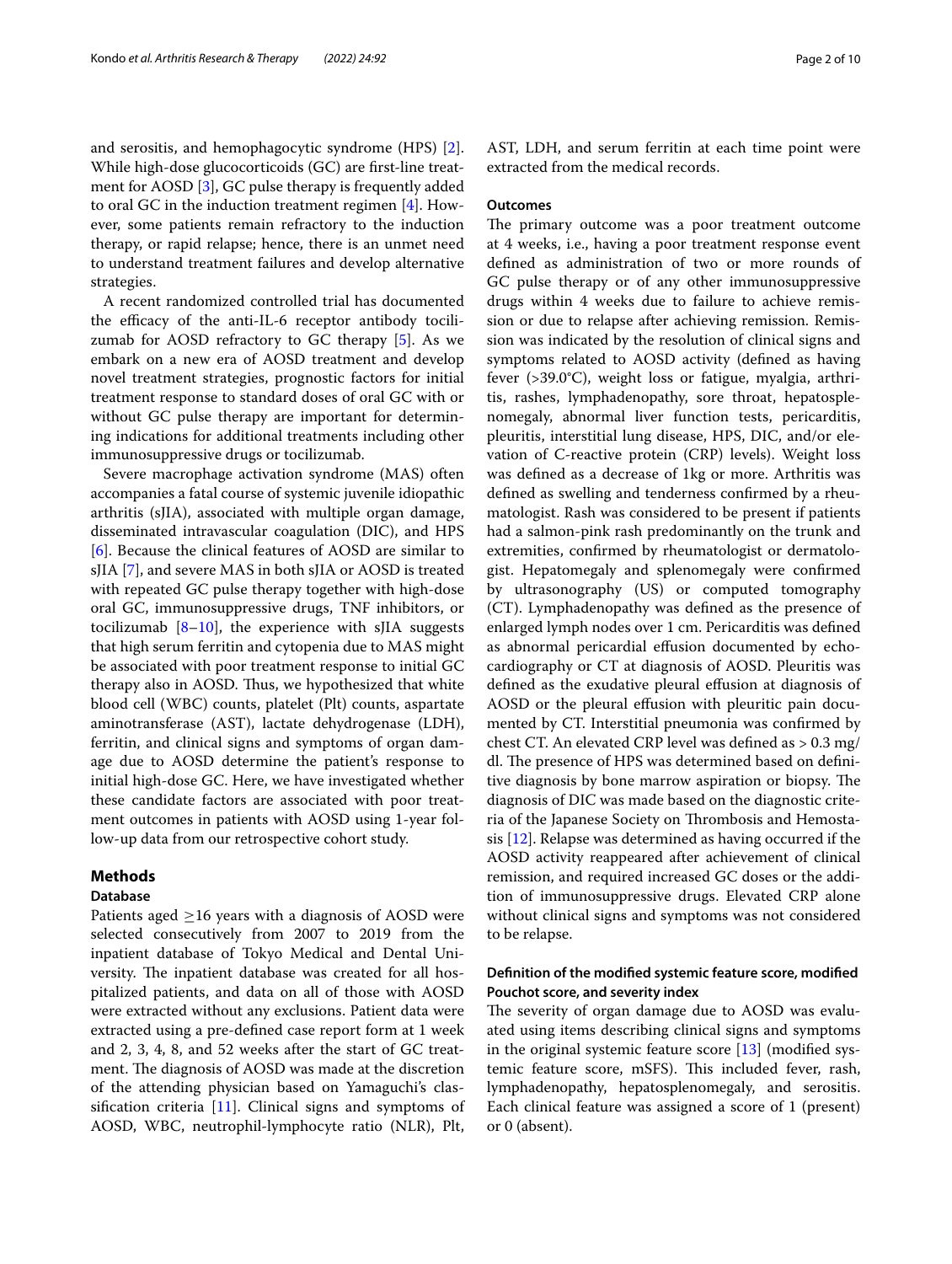and serositis, and hemophagocytic syndrome (HPS) [2]. While high-dose glucocorticoids (GC) are first-line treatment for AOSD [3], GC pulse therapy is frequently added to oral GC in the induction treatment regimen [4]. However, some patients remain refractory to the induction therapy, or rapid relapse; hence, there is an unmet need to understand treatment failures and develop alternative strategies.

A recent randomized controlled trial has documented the efficacy of the anti-IL-6 receptor antibody tocilizumab for AOSD refractory to GC therapy [5]. As we embark on a new era of AOSD treatment and develop novel treatment strategies, prognostic factors for initial treatment response to standard doses of oral GC with or without GC pulse therapy are important for determining indications for additional treatments including other immunosuppressive drugs or tocilizumab.

Severe macrophage activation syndrome (MAS) often accompanies a fatal course of systemic juvenile idiopathic arthritis (sJIA), associated with multiple organ damage, disseminated intravascular coagulation (DIC), and HPS [6]. Because the clinical features of AOSD are similar to sJIA [7], and severe MAS in both sJIA or AOSD is treated with repeated GC pulse therapy together with high-dose oral GC, immunosuppressive drugs, TNF inhibitors, or tocilizumab [8–10], the experience with sJIA suggests that high serum ferritin and cytopenia due to MAS might be associated with poor treatment response to initial GC therapy also in AOSD. Thus, we hypothesized that white blood cell (WBC) counts, platelet (Plt) counts, aspartate aminotransferase (AST), lactate dehydrogenase (LDH), ferritin, and clinical signs and symptoms of organ damage due to AOSD determine the patient's response to initial high-dose GC. Here, we have investigated whether these candidate factors are associated with poor treatment outcomes in patients with AOSD using 1-year follow-up data from our retrospective cohort study.

## Methods

### Database

Patients aged ≥16 years with a diagnosis of AOSD were selected consecutively from 2007 to 2019 from the inpatient database of Tokyo Medical and Dental University. The inpatient database was created for all hospitalized patients, and data on all of those with AOSD were extracted without any exclusions. Patient data were extracted using a pre-defined case report form at 1 week and 2, 3, 4, 8, and 52 weeks after the start of GC treatment. The diagnosis of AOSD was made at the discretion of the attending physician based on Yamaguchi's classification criteria [11]. Clinical signs and symptoms of AOSD, WBC, neutrophil-lymphocyte ratio (NLR), Plt, AST, LDH, and serum ferritin at each time point were extracted from the medical records.

### Outcomes

The primary outcome was a poor treatment outcome at 4 weeks, i.e., having a poor treatment response event defined as administration of two or more rounds of GC pulse therapy or of any other immunosuppressive drugs within 4 weeks due to failure to achieve remission or due to relapse after achieving remission. Remission was indicated by the resolution of clinical signs and symptoms related to AOSD activity (defined as having fever (>39.0°C), weight loss or fatigue, myalgia, arthritis, rashes, lymphadenopathy, sore throat, hepatosplenomegaly, abnormal liver function tests, pericarditis, pleuritis, interstitial lung disease, HPS, DIC, and/or elevation of C-reactive protein (CRP) levels). Weight loss was defined as a decrease of 1kg or more. Arthritis was defined as swelling and tenderness confirmed by a rheumatologist. Rash was considered to be present if patients had a salmon-pink rash predominantly on the trunk and extremities, confirmed by rheumatologist or dermatologist. Hepatomegaly and splenomegaly were confirmed by ultrasonography (US) or computed tomography (CT). Lymphadenopathy was defined as the presence of enlarged lymph nodes over 1 cm. Pericarditis was defined as abnormal pericardial effusion documented by echocardiography or CT at diagnosis of AOSD. Pleuritis was defined as the exudative pleural effusion at diagnosis of AOSD or the pleural effusion with pleuritic pain documented by CT. Interstitial pneumonia was confirmed by chest CT. An elevated CRP level was defined as > 0.3 mg/dl. The presence of HPS was determined based on definitive diagnosis by bone marrow aspiration or biopsy. The diagnosis of DIC was made based on the diagnostic criteria of the Japanese Society on Thrombosis and Hemostasis [12]. Relapse was determined as having occurred if the AOSD activity reappeared after achievement of clinical remission, and required increased GC doses or the addition of immunosuppressive drugs. Elevated CRP alone without clinical signs and symptoms was not considered to be relapse.

### Definition of the modified systemic feature score, modified Pouchot score, and severity index

The severity of organ damage due to AOSD was evaluated using items describing clinical signs and symptoms in the original systemic feature score [13] (modified systemic feature score, mSFS). This included fever, rash, lymphadenopathy, hepatosplenomegaly, and serositis. Each clinical feature was assigned a score of 1 (present) or 0 (absent).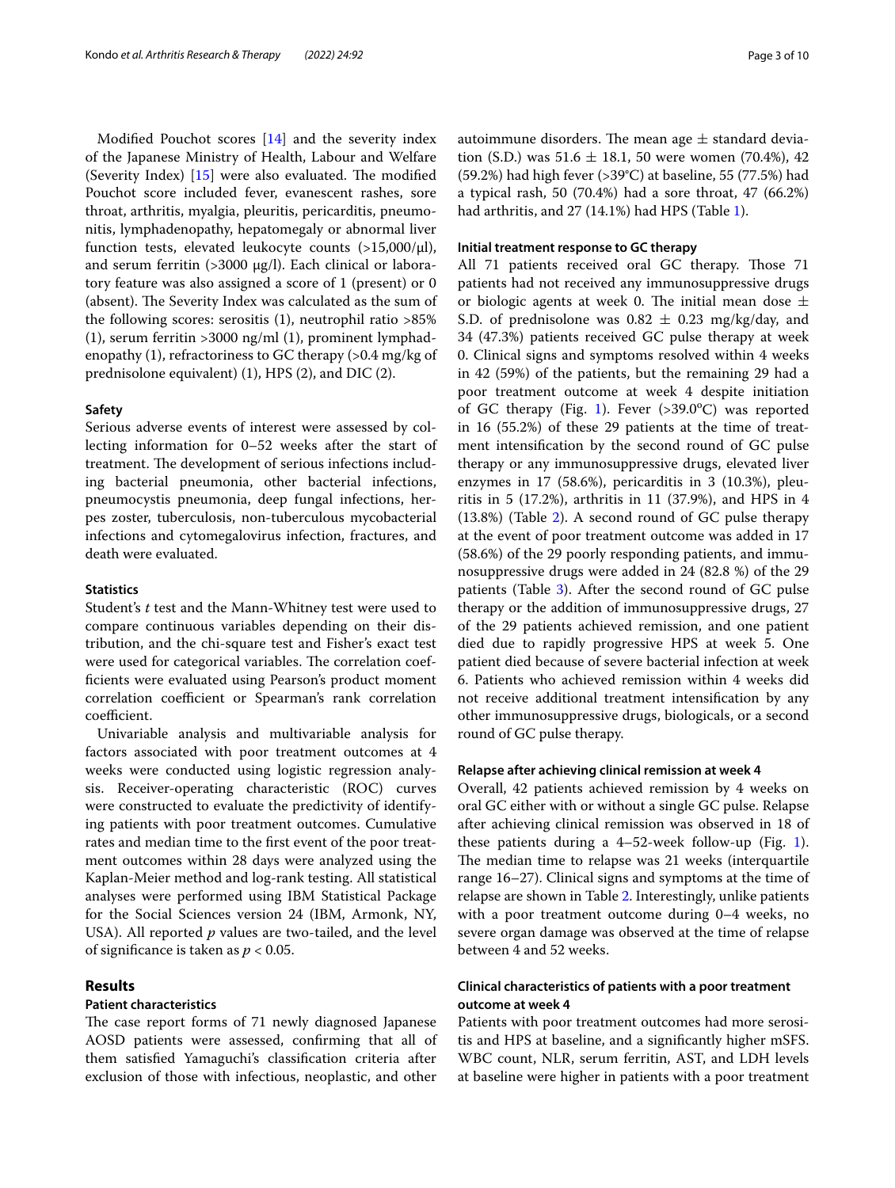Modified Pouchot scores [14] and the severity index of the Japanese Ministry of Health, Labour and Welfare (Severity Index) [15] were also evaluated. The modified Pouchot score included fever, evanescent rashes, sore throat, arthritis, myalgia, pleuritis, pericarditis, pneumonitis, lymphadenopathy, hepatomegaly or abnormal liver function tests, elevated leukocyte counts (>15,000/μl), and serum ferritin (>3000 μg/l). Each clinical or laboratory feature was also assigned a score of 1 (present) or 0 (absent). The Severity Index was calculated as the sum of the following scores: serositis (1), neutrophil ratio >85% (1), serum ferritin >3000 ng/ml (1), prominent lymphadenopathy (1), refractoriness to GC therapy (>0.4 mg/kg of prednisolone equivalent) (1), HPS (2), and DIC (2).

### Safety

Serious adverse events of interest were assessed by collecting information for 0–52 weeks after the start of treatment. The development of serious infections including bacterial pneumonia, other bacterial infections, pneumocystis pneumonia, deep fungal infections, herpes zoster, tuberculosis, non-tuberculous mycobacterial infections and cytomegalovirus infection, fractures, and death were evaluated.

### Statistics

Student's *t* test and the Mann-Whitney test were used to compare continuous variables depending on their distribution, and the chi-square test and Fisher's exact test were used for categorical variables. The correlation coefficients were evaluated using Pearson's product moment correlation coefficient or Spearman's rank correlation coefficient.

Univariable analysis and multivariable analysis for factors associated with poor treatment outcomes at 4 weeks were conducted using logistic regression analysis. Receiver-operating characteristic (ROC) curves were constructed to evaluate the predictivity of identifying patients with poor treatment outcomes. Cumulative rates and median time to the first event of the poor treatment outcomes within 28 days were analyzed using the Kaplan-Meier method and log-rank testing. All statistical analyses were performed using IBM Statistical Package for the Social Sciences version 24 (IBM, Armonk, NY, USA). All reported *p* values are two-tailed, and the level of significance is taken as $p < 0.05$.

## Results

### Patient characteristics

The case report forms of 71 newly diagnosed Japanese AOSD patients were assessed, confirming that all of them satisfied Yamaguchi's classification criteria after exclusion of those with infectious, neoplastic, and other autoimmune disorders. The mean age ± standard deviation (S.D.) was 51.6 ± 18.1, 50 were women (70.4%), 42 (59.2%) had high fever (>39°C) at baseline, 55 (77.5%) had a typical rash, 50 (70.4%) had a sore throat, 47 (66.2%) had arthritis, and 27 (14.1%) had HPS (Table 1).

### Initial treatment response to GC therapy

All 71 patients received oral GC therapy. Those 71 patients had not received any immunosuppressive drugs or biologic agents at week 0. The initial mean dose ± S.D. of prednisolone was 0.82 ± 0.23 mg/kg/day, and 34 (47.3%) patients received GC pulse therapy at week 0. Clinical signs and symptoms resolved within 4 weeks in 42 (59%) of the patients, but the remaining 29 had a poor treatment outcome at week 4 despite initiation of GC therapy (Fig. 1). Fever (>39.0°C) was reported in 16 (55.2%) of these 29 patients at the time of treatment intensification by the second round of GC pulse therapy or any immunosuppressive drugs, elevated liver enzymes in 17 (58.6%), pericarditis in 3 (10.3%), pleuritis in 5 (17.2%), arthritis in 11 (37.9%), and HPS in 4 (13.8%) (Table 2). A second round of GC pulse therapy at the event of poor treatment outcome was added in 17 (58.6%) of the 29 poorly responding patients, and immunosuppressive drugs were added in 24 (82.8 %) of the 29 patients (Table 3). After the second round of GC pulse therapy or the addition of immunosuppressive drugs, 27 of the 29 patients achieved remission, and one patient died due to rapidly progressive HPS at week 5. One patient died because of severe bacterial infection at week 6. Patients who achieved remission within 4 weeks did not receive additional treatment intensification by any other immunosuppressive drugs, biologicals, or a second round of GC pulse therapy.

### Relapse after achieving clinical remission at week 4

Overall, 42 patients achieved remission by 4 weeks on oral GC either with or without a single GC pulse. Relapse after achieving clinical remission was observed in 18 of these patients during a 4–52-week follow-up (Fig. 1). The median time to relapse was 21 weeks (interquartile range 16–27). Clinical signs and symptoms at the time of relapse are shown in Table 2. Interestingly, unlike patients with a poor treatment outcome during 0–4 weeks, no severe organ damage was observed at the time of relapse between 4 and 52 weeks.

### Clinical characteristics of patients with a poor treatment outcome at week 4

Patients with poor treatment outcomes had more serositis and HPS at baseline, and a significantly higher mSFS. WBC count, NLR, serum ferritin, AST, and LDH levels at baseline were higher in patients with a poor treatment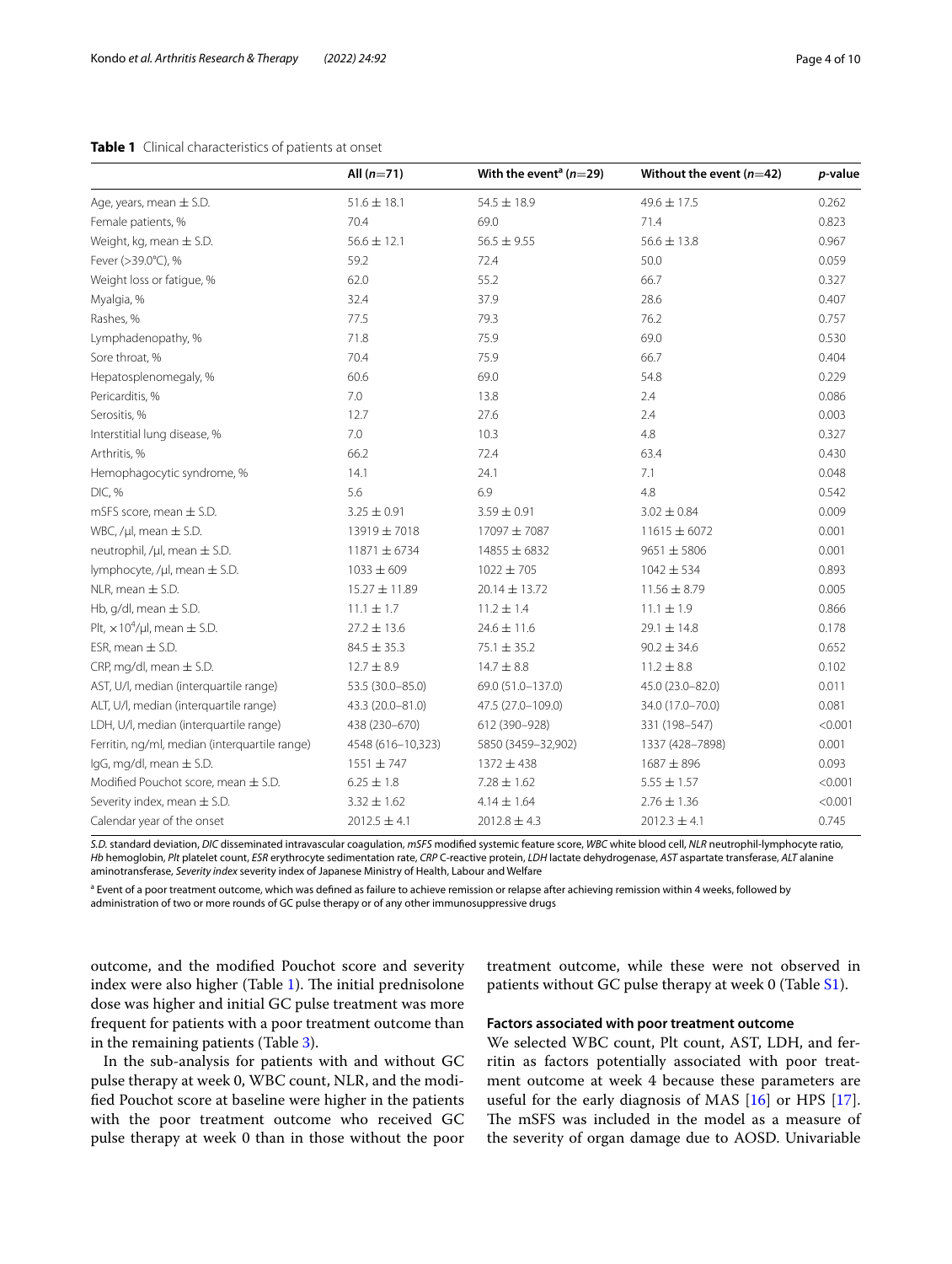**Table 1** Clinical characteristics of patients at onset

| | All ($n$=71) | With the event[a] ($n$=29) | Without the event ($n$=42) | $p$-value |
|---|---|---|---|---|
| Age, years, mean ± S.D. | 51.6 ± 18.1 | 54.5 ± 18.9 | 49.6 ± 17.5 | 0.262 |
| Female patients, % | 70.4 | 69.0 | 71.4 | 0.823 |
| Weight, kg, mean ± S.D. | 56.6 ± 12.1 | 56.5 ± 9.55 | 56.6 ± 13.8 | 0.967 |
| Fever (>39.0°C), % | 59.2 | 72.4 | 50.0 | 0.059 |
| Weight loss or fatigue, % | 62.0 | 55.2 | 66.7 | 0.327 |
| Myalgia, % | 32.4 | 37.9 | 28.6 | 0.407 |
| Rashes, % | 77.5 | 79.3 | 76.2 | 0.757 |
| Lymphadenopathy, % | 71.8 | 75.9 | 69.0 | 0.530 |
| Sore throat, % | 70.4 | 75.9 | 66.7 | 0.404 |
| Hepatosplenomegaly, % | 60.6 | 69.0 | 54.8 | 0.229 |
| Pericarditis, % | 7.0 | 13.8 | 2.4 | 0.086 |
| Serositis, % | 12.7 | 27.6 | 2.4 | 0.003 |
| Interstitial lung disease, % | 7.0 | 10.3 | 4.8 | 0.327 |
| Arthritis, % | 66.2 | 72.4 | 63.4 | 0.430 |
| Hemophagocytic syndrome, % | 14.1 | 24.1 | 7.1 | 0.048 |
| DIC, % | 5.6 | 6.9 | 4.8 | 0.542 |
| mSFS score, mean ± S.D. | 3.25 ± 0.91 | 3.59 ± 0.91 | 3.02 ± 0.84 | 0.009 |
| WBC, /μl, mean ± S.D. | 13919 ± 7018 | 17097 ± 7087 | 11615 ± 6072 | 0.001 |
| neutrophil, /μl, mean ± S.D. | 11871 ± 6734 | 14855 ± 6832 | 9651 ± 5806 | 0.001 |
| lymphocyte, /μl, mean ± S.D. | 1033 ± 609 | 1022 ± 705 | 1042 ± 534 | 0.893 |
| NLR, mean ± S.D. | 15.27 ± 11.89 | 20.14 ± 13.72 | 11.56 ± 8.79 | 0.005 |
| Hb, g/dl, mean ± S.D. | 11.1 ± 1.7 | 11.2 ± 1.4 | 11.1 ± 1.9 | 0.866 |
| Plt, $\times 10^4$/μl, mean ± S.D. | 27.2 ± 13.6 | 24.6 ± 11.6 | 29.1 ± 14.8 | 0.178 |
| ESR, mean ± S.D. | 84.5 ± 35.3 | 75.1 ± 35.2 | 90.2 ± 34.6 | 0.652 |
| CRP, mg/dl, mean ± S.D. | 12.7 ± 8.9 | 14.7 ± 8.8 | 11.2 ± 8.8 | 0.102 |
| AST, U/l, median (interquartile range) | 53.5 (30.0–85.0) | 69.0 (51.0–137.0) | 45.0 (23.0–82.0) | 0.011 |
| ALT, U/l, median (interquartile range) | 43.3 (20.0–81.0) | 47.5 (27.0–109.0) | 34.0 (17.0–70.0) | 0.081 |
| LDH, U/l, median (interquartile range) | 438 (230–670) | 612 (390–928) | 331 (198–547) | <0.001 |
| Ferritin, ng/ml, median (interquartile range) | 4548 (616–10,323) | 5850 (3459–32,902) | 1337 (428–7898) | 0.001 |
| IgG, mg/dl, mean ± S.D. | 1551 ± 747 | 1372 ± 438 | 1687 ± 896 | 0.093 |
| Modified Pouchot score, mean ± S.D. | 6.25 ± 1.8 | 7.28 ± 1.62 | 5.55 ± 1.57 | <0.001 |
| Severity index, mean ± S.D. | 3.32 ± 1.62 | 4.14 ± 1.64 | 2.76 ± 1.36 | <0.001 |
| Calendar year of the onset | 2012.5 ± 4.1 | 2012.8 ± 4.3 | 2012.3 ± 4.1 | 0.745 |

*S.D.* standard deviation, *DIC* disseminated intravascular coagulation, *mSFS* modified systemic feature score, *WBC* white blood cell, *NLR* neutrophil-lymphocyte ratio, *Hb* hemoglobin, *Plt* platelet count, *ESR* erythrocyte sedimentation rate, *CRP* C-reactive protein, *LDH* lactate dehydrogenase, *AST* aspartate transferase, *ALT* alanine aminotransferase, *Severity index* severity index of Japanese Ministry of Health, Labour and Welfare

[a] Event of a poor treatment outcome, which was defined as failure to achieve remission or relapse after achieving remission within 4 weeks, followed by administration of two or more rounds of GC pulse therapy or of any other immunosuppressive drugs

outcome, and the modified Pouchot score and severity index were also higher (Table 1). The initial prednisolone dose was higher and initial GC pulse treatment was more frequent for patients with a poor treatment outcome than in the remaining patients (Table 3).

In the sub-analysis for patients with and without GC pulse therapy at week 0, WBC count, NLR, and the modified Pouchot score at baseline were higher in the patients with the poor treatment outcome who received GC pulse therapy at week 0 than in those without the poor treatment outcome, while these were not observed in patients without GC pulse therapy at week 0 (Table S1).

### Factors associated with poor treatment outcome

We selected WBC count, Plt count, AST, LDH, and ferritin as factors potentially associated with poor treatment outcome at week 4 because these parameters are useful for the early diagnosis of MAS [16] or HPS [17]. The mSFS was included in the model as a measure of the severity of organ damage due to AOSD. Univariable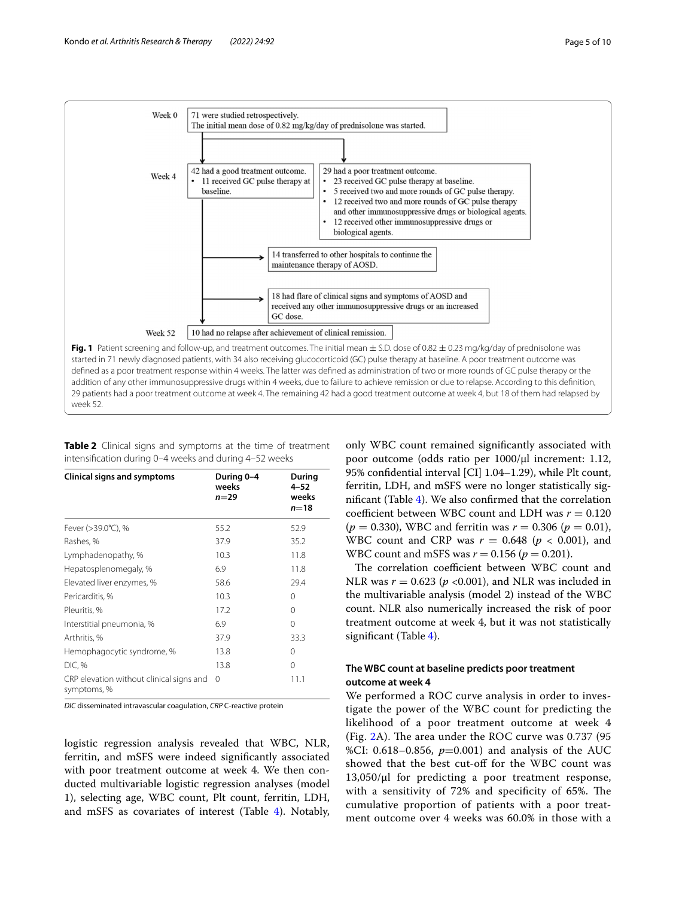Week 0

71 were studied retrospectively.
The initial mean dose of 0.82 mg/kg/day of prednisolone was started.

Week 4

42 had a good treatment outcome.
- 11 received GC pulse therapy at baseline.

29 had a poor treatment outcome.
- 23 received GC pulse therapy at baseline.
- 5 received two and more rounds of GC pulse therapy.
- 12 received two and more rounds of GC pulse therapy and other immunosuppressive drugs or biological agents.
- 12 received other immunosuppressive drugs or biological agents.

14 transferred to other hospitals to continue the maintenance therapy of AOSD.

18 had flare of clinical signs and symptoms of AOSD and received any other immunosuppressive drugs or an increased GC dose.

Week 52

10 had no relapse after achievement of clinical remission.

**Fig. 1** Patient screening and follow-up, and treatment outcomes. The initial mean ± S.D. dose of 0.82 ± 0.23 mg/kg/day of prednisolone was started in 71 newly diagnosed patients, with 34 also receiving glucocorticoid (GC) pulse therapy at baseline. A poor treatment outcome was defined as a poor treatment response within 4 weeks. The latter was defined as administration of two or more rounds of GC pulse therapy or the addition of any other immunosuppressive drugs within 4 weeks, due to failure to achieve remission or due to relapse. According to this definition, 29 patients had a poor treatment outcome at week 4. The remaining 42 had a good treatment outcome at week 4, but 18 of them had relapsed by week 52.

**Table 2** Clinical signs and symptoms at the time of treatment intensification during 0–4 weeks and during 4–52 weeks

| Clinical signs and symptoms | During 0–4 weeks $n$=29 | During 4–52 weeks $n$=18 |
|---|---|---|
| Fever (>39.0°C), % | 55.2 | 52.9 |
| Rashes, % | 37.9 | 35.2 |
| Lymphadenopathy, % | 10.3 | 11.8 |
| Hepatosplenomegaly, % | 6.9 | 11.8 |
| Elevated liver enzymes, % | 58.6 | 29.4 |
| Pericarditis, % | 10.3 | 0 |
| Pleuritis, % | 17.2 | 0 |
| Interstitial pneumonia, % | 6.9 | 0 |
| Arthritis, % | 37.9 | 33.3 |
| Hemophagocytic syndrome, % | 13.8 | 0 |
| DIC, % | 13.8 | 0 |
| CRP elevation without clinical signs and symptoms, % | 0 | 11.1 |

*DIC* disseminated intravascular coagulation, *CRP* C-reactive protein

logistic regression analysis revealed that WBC, NLR, ferritin, and mSFS were indeed significantly associated with poor treatment outcome at week 4. We then conducted multivariable logistic regression analyses (model 1), selecting age, WBC count, Plt count, ferritin, LDH, and mSFS as covariates of interest (Table 4). Notably, only WBC count remained significantly associated with poor outcome (odds ratio per 1000/μl increment: 1.12, 95% confidential interval [CI] 1.04–1.29), while Plt count, ferritin, LDH, and mSFS were no longer statistically significant (Table 4). We also confirmed that the correlation coefficient between WBC count and LDH was $r = 0.120$ ($p = 0.330$), WBC and ferritin was $r = 0.306$ ($p = 0.01$), WBC count and CRP was $r = 0.648$ ($p < 0.001$), and WBC count and mSFS was $r = 0.156$ ($p = 0.201$).

The correlation coefficient between WBC count and NLR was $r = 0.623$ ($p$ <0.001), and NLR was included in the multivariable analysis (model 2) instead of the WBC count. NLR also numerically increased the risk of poor treatment outcome at week 4, but it was not statistically significant (Table 4).

### The WBC count at baseline predicts poor treatment outcome at week 4

We performed a ROC curve analysis in order to investigate the power of the WBC count for predicting the likelihood of a poor treatment outcome at week 4 (Fig. 2A). The area under the ROC curve was 0.737 (95 %CI: 0.618–0.856, $p$=0.001) and analysis of the AUC showed that the best cut-off for the WBC count was 13,050/μl for predicting a poor treatment response, with a sensitivity of 72% and specificity of 65%. The cumulative proportion of patients with a poor treatment outcome over 4 weeks was 60.0% in those with a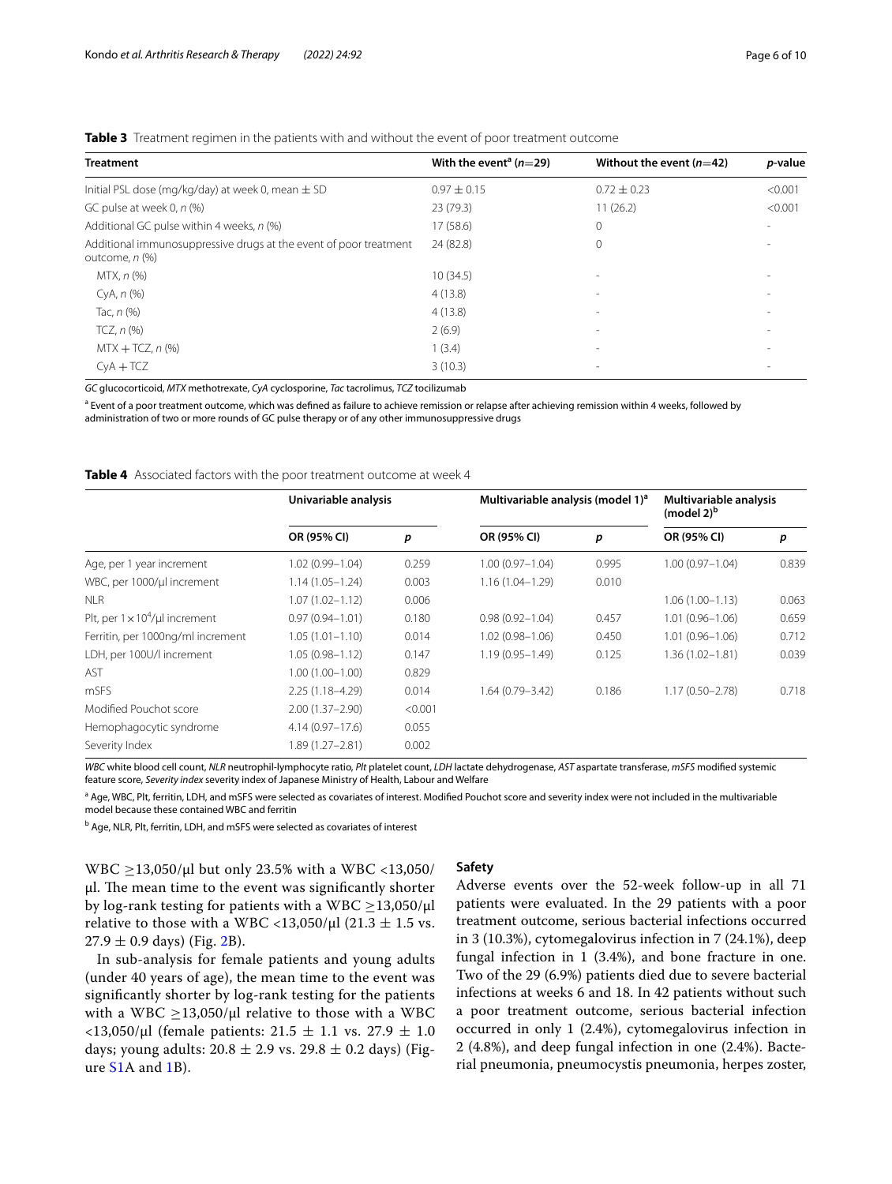**Table 3** Treatment regimen in the patients with and without the event of poor treatment outcome

| Treatment | With the event[a] ($n$=29) | Without the event ($n$=42) | $p$-value |
|---|---|---|---|
| Initial PSL dose (mg/kg/day) at week 0, mean ± SD | 0.97 ± 0.15 | 0.72 ± 0.23 | <0.001 |
| GC pulse at week 0, $n$ (%) | 23 (79.3) | 11 (26.2) | <0.001 |
| Additional GC pulse within 4 weeks, $n$ (%) | 17 (58.6) | 0 | - |
| Additional immunosuppressive drugs at the event of poor treatment outcome, $n$ (%) | 24 (82.8) | 0 | - |
| MTX, $n$ (%) | 10 (34.5) | - | - |
| CyA, $n$ (%) | 4 (13.8) | - | - |
| Tac, $n$ (%) | 4 (13.8) | - | - |
| TCZ, $n$ (%) | 2 (6.9) | - | - |
| MTX + TCZ, $n$ (%) | 1 (3.4) | - | - |
| CyA + TCZ | 3 (10.3) | - | - |

*GC* glucocorticoid, *MTX* methotrexate, *CyA* cyclosporine, *Tac* tacrolimus, *TCZ* tocilizumab

[a] Event of a poor treatment outcome, which was defined as failure to achieve remission or relapse after achieving remission within 4 weeks, followed by administration of two or more rounds of GC pulse therapy or of any other immunosuppressive drugs

**Table 4** Associated factors with the poor treatment outcome at week 4

| | Univariable analysis | | Multivariable analysis (model 1)[a] | | Multivariable analysis (model 2)[b] | |
|---|---|---|---|---|---|---|
| | OR (95% CI) | $p$ | OR (95% CI) | $p$ | OR (95% CI) | $p$ |
| Age, per 1 year increment | 1.02 (0.99–1.04) | 0.259 | 1.00 (0.97–1.04) | 0.995 | 1.00 (0.97–1.04) | 0.839 |
| WBC, per 1000/μl increment | 1.14 (1.05–1.24) | 0.003 | 1.16 (1.04–1.29) | 0.010 | | |
| NLR | 1.07 (1.02–1.12) | 0.006 | | | 1.06 (1.00–1.13) | 0.063 |
| Plt, per $1\times10^4$/μl increment | 0.97 (0.94–1.01) | 0.180 | 0.98 (0.92–1.04) | 0.457 | 1.01 (0.96–1.06) | 0.659 |
| Ferritin, per 1000ng/ml increment | 1.05 (1.01–1.10) | 0.014 | 1.02 (0.98–1.06) | 0.450 | 1.01 (0.96–1.06) | 0.712 |
| LDH, per 100U/l increment | 1.05 (0.98–1.12) | 0.147 | 1.19 (0.95–1.49) | 0.125 | 1.36 (1.02–1.81) | 0.039 |
| AST | 1.00 (1.00–1.00) | 0.829 | | | | |
| mSFS | 2.25 (1.18–4.29) | 0.014 | 1.64 (0.79–3.42) | 0.186 | 1.17 (0.50–2.78) | 0.718 |
| Modified Pouchot score | 2.00 (1.37–2.90) | <0.001 | | | | |
| Hemophagocytic syndrome | 4.14 (0.97–17.6) | 0.055 | | | | |
| Severity Index | 1.89 (1.27–2.81) | 0.002 | | | | |

*WBC* white blood cell count, *NLR* neutrophil-lymphocyte ratio, *Plt* platelet count, *LDH* lactate dehydrogenase, *AST* aspartate transferase, *mSFS* modified systemic feature score, *Severity index* severity index of Japanese Ministry of Health, Labour and Welfare

[a] Age, WBC, Plt, ferritin, LDH, and mSFS were selected as covariates of interest. Modified Pouchot score and severity index were not included in the multivariable model because these contained WBC and ferritin

[b] Age, NLR, Plt, ferritin, LDH, and mSFS were selected as covariates of interest

WBC ≥13,050/μl but only 23.5% with a WBC <13,050/μl. The mean time to the event was significantly shorter by log-rank testing for patients with a WBC ≥13,050/μl relative to those with a WBC <13,050/μl (21.3 ± 1.5 vs. 27.9 ± 0.9 days) (Fig. 2B).

In sub-analysis for female patients and young adults (under 40 years of age), the mean time to the event was significantly shorter by log-rank testing for the patients with a WBC ≥13,050/μl relative to those with a WBC <13,050/μl (female patients: 21.5 ± 1.1 vs. 27.9 ± 1.0 days; young adults: 20.8 ± 2.9 vs. 29.8 ± 0.2 days) (Figure S1A and 1B).

### Safety

Adverse events over the 52-week follow-up in all 71 patients were evaluated. In the 29 patients with a poor treatment outcome, serious bacterial infections occurred in 3 (10.3%), cytomegalovirus infection in 7 (24.1%), deep fungal infection in 1 (3.4%), and bone fracture in one. Two of the 29 (6.9%) patients died due to severe bacterial infections at weeks 6 and 18. In 42 patients without such a poor treatment outcome, serious bacterial infection occurred in only 1 (2.4%), cytomegalovirus infection in 2 (4.8%), and deep fungal infection in one (2.4%). Bacterial pneumonia, pneumocystis pneumonia, herpes zoster,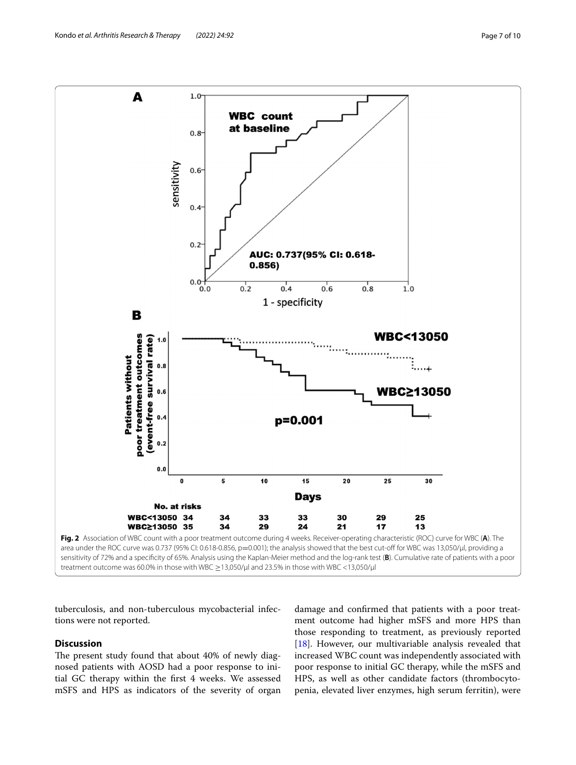**Fig. 2** Association of WBC count with a poor treatment outcome during 4 weeks. Receiver-operating characteristic (ROC) curve for WBC (**A**). The area under the ROC curve was 0.737 (95% CI: 0.618-0.856, p=0.001); the analysis showed that the best cut-off for WBC was 13,050/μl, providing a sensitivity of 72% and a specificity of 65%. Analysis using the Kaplan-Meier method and the log-rank test (**B**). Cumulative rate of patients with a poor treatment outcome was 60.0% in those with WBC ≥13,050/μl and 23.5% in those with WBC <13,050/μl

tuberculosis, and non-tuberculous mycobacterial infections were not reported.

## Discussion

The present study found that about 40% of newly diagnosed patients with AOSD had a poor response to initial GC therapy within the first 4 weeks. We assessed mSFS and HPS as indicators of the severity of organ damage and confirmed that patients with a poor treatment outcome had higher mSFS and more HPS than those responding to treatment, as previously reported [18]. However, our multivariable analysis revealed that increased WBC count was independently associated with poor response to initial GC therapy, while the mSFS and HPS, as well as other candidate factors (thrombocytopenia, elevated liver enzymes, high serum ferritin), were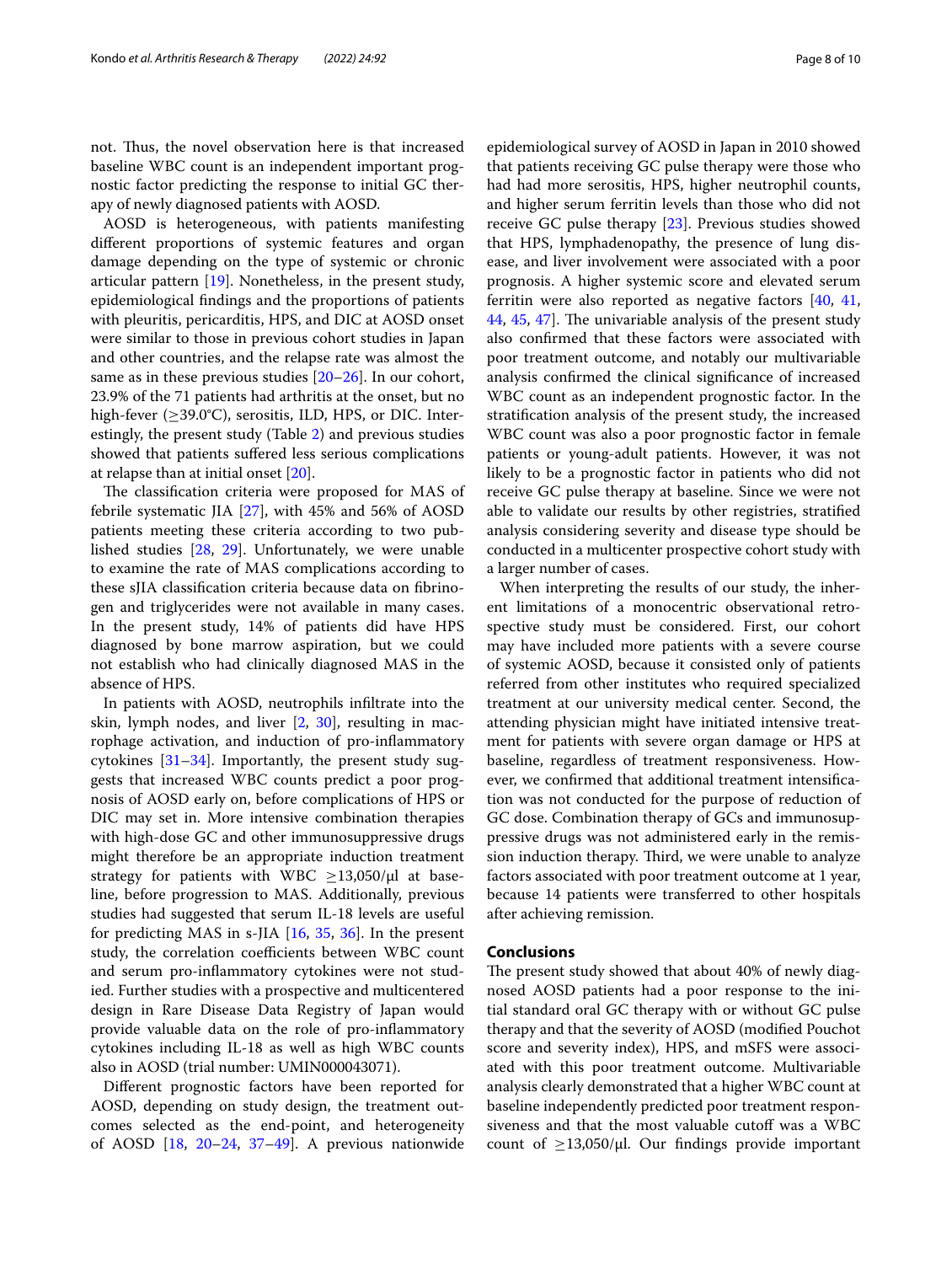not. Thus, the novel observation here is that increased baseline WBC count is an independent important prognostic factor predicting the response to initial GC therapy of newly diagnosed patients with AOSD.

AOSD is heterogeneous, with patients manifesting different proportions of systemic features and organ damage depending on the type of systemic or chronic articular pattern [19]. Nonetheless, in the present study, epidemiological findings and the proportions of patients with pleuritis, pericarditis, HPS, and DIC at AOSD onset were similar to those in previous cohort studies in Japan and other countries, and the relapse rate was almost the same as in these previous studies [20–26]. In our cohort, 23.9% of the 71 patients had arthritis at the onset, but no high-fever (≥39.0°C), serositis, ILD, HPS, or DIC. Interestingly, the present study (Table 2) and previous studies showed that patients suffered less serious complications at relapse than at initial onset [20].

The classification criteria were proposed for MAS of febrile systematic JIA [27], with 45% and 56% of AOSD patients meeting these criteria according to two published studies [28, 29]. Unfortunately, we were unable to examine the rate of MAS complications according to these sJIA classification criteria because data on fibrinogen and triglycerides were not available in many cases. In the present study, 14% of patients did have HPS diagnosed by bone marrow aspiration, but we could not establish who had clinically diagnosed MAS in the absence of HPS.

In patients with AOSD, neutrophils infiltrate into the skin, lymph nodes, and liver [2, 30], resulting in macrophage activation, and induction of pro-inflammatory cytokines [31–34]. Importantly, the present study suggests that increased WBC counts predict a poor prognosis of AOSD early on, before complications of HPS or DIC may set in. More intensive combination therapies with high-dose GC and other immunosuppressive drugs might therefore be an appropriate induction treatment strategy for patients with WBC ≥13,050/μl at baseline, before progression to MAS. Additionally, previous studies had suggested that serum IL-18 levels are useful for predicting MAS in s-JIA [16, 35, 36]. In the present study, the correlation coefficients between WBC count and serum pro-inflammatory cytokines were not studied. Further studies with a prospective and multicentered design in Rare Disease Data Registry of Japan would provide valuable data on the role of pro-inflammatory cytokines including IL-18 as well as high WBC counts also in AOSD (trial number: UMIN000043071).

Different prognostic factors have been reported for AOSD, depending on study design, the treatment outcomes selected as the end-point, and heterogeneity of AOSD [18, 20–24, 37–49]. A previous nationwide epidemiological survey of AOSD in Japan in 2010 showed that patients receiving GC pulse therapy were those who had had more serositis, HPS, higher neutrophil counts, and higher serum ferritin levels than those who did not receive GC pulse therapy [23]. Previous studies showed that HPS, lymphadenopathy, the presence of lung disease, and liver involvement were associated with a poor prognosis. A higher systemic score and elevated serum ferritin were also reported as negative factors [40, 41, 44, 45, 47]. The univariable analysis of the present study also confirmed that these factors were associated with poor treatment outcome, and notably our multivariable analysis confirmed the clinical significance of increased WBC count as an independent prognostic factor. In the stratification analysis of the present study, the increased WBC count was also a poor prognostic factor in female patients or young-adult patients. However, it was not likely to be a prognostic factor in patients who did not receive GC pulse therapy at baseline. Since we were not able to validate our results by other registries, stratified analysis considering severity and disease type should be conducted in a multicenter prospective cohort study with a larger number of cases.

When interpreting the results of our study, the inherent limitations of a monocentric observational retrospective study must be considered. First, our cohort may have included more patients with a severe course of systemic AOSD, because it consisted only of patients referred from other institutes who required specialized treatment at our university medical center. Second, the attending physician might have initiated intensive treatment for patients with severe organ damage or HPS at baseline, regardless of treatment responsiveness. However, we confirmed that additional treatment intensification was not conducted for the purpose of reduction of GC dose. Combination therapy of GCs and immunosuppressive drugs was not administered early in the remission induction therapy. Third, we were unable to analyze factors associated with poor treatment outcome at 1 year, because 14 patients were transferred to other hospitals after achieving remission.

## Conclusions

The present study showed that about 40% of newly diagnosed AOSD patients had a poor response to the initial standard oral GC therapy with or without GC pulse therapy and that the severity of AOSD (modified Pouchot score and severity index), HPS, and mSFS were associated with this poor treatment outcome. Multivariable analysis clearly demonstrated that a higher WBC count at baseline independently predicted poor treatment responsiveness and that the most valuable cutoff was a WBC count of ≥13,050/μl. Our findings provide important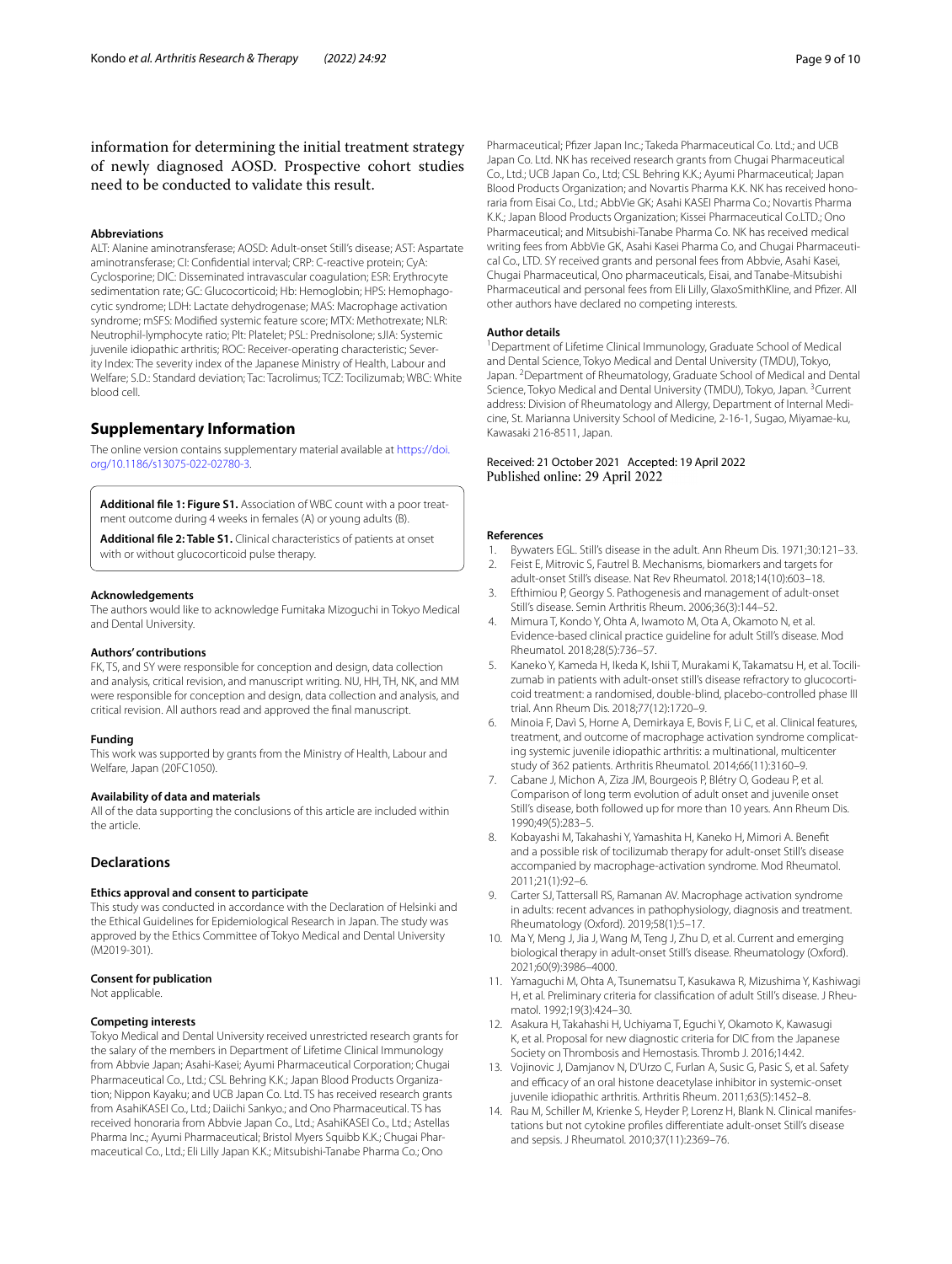information for determining the initial treatment strategy of newly diagnosed AOSD. Prospective cohort studies need to be conducted to validate this result.

#### Abbreviations

ALT: Alanine aminotransferase; AOSD: Adult-onset Still's disease; AST: Aspartate aminotransferase; CI: Confidential interval; CRP: C-reactive protein; CyA: Cyclosporine; DIC: Disseminated intravascular coagulation; ESR: Erythrocyte sedimentation rate; GC: Glucocorticoid; Hb: Hemoglobin; HPS: Hemophagocytic syndrome; LDH: Lactate dehydrogenase; MAS: Macrophage activation syndrome; mSFS: Modified systemic feature score; MTX: Methotrexate; NLR: Neutrophil-lymphocyte ratio; Plt: Platelet; PSL: Prednisolone; sJIA: Systemic juvenile idiopathic arthritis; ROC: Receiver-operating characteristic; Severity Index: The severity index of the Japanese Ministry of Health, Labour and Welfare; S.D.: Standard deviation; Tac: Tacrolimus; TCZ: Tocilizumab; WBC: White blood cell.

## Supplementary Information

The online version contains supplementary material available at https://doi.org/10.1186/s13075-022-02780-3.

**Additional file 1: Figure S1.** Association of WBC count with a poor treatment outcome during 4 weeks in females (A) or young adults (B).

**Additional file 2: Table S1.** Clinical characteristics of patients at onset with or without glucocorticoid pulse therapy.

#### Acknowledgements

The authors would like to acknowledge Fumitaka Mizoguchi in Tokyo Medical and Dental University.

#### Authors' contributions

FK, TS, and SY were responsible for conception and design, data collection and analysis, critical revision, and manuscript writing. NU, HH, TH, NK, and MM were responsible for conception and design, data collection and analysis, and critical revision. All authors read and approved the final manuscript.

#### Funding

This work was supported by grants from the Ministry of Health, Labour and Welfare, Japan (20FC1050).

#### Availability of data and materials

All of the data supporting the conclusions of this article are included within the article.

## Declarations

#### Ethics approval and consent to participate

This study was conducted in accordance with the Declaration of Helsinki and the Ethical Guidelines for Epidemiological Research in Japan. The study was approved by the Ethics Committee of Tokyo Medical and Dental University (M2019-301).

#### Consent for publication

Not applicable.

#### Competing interests

Tokyo Medical and Dental University received unrestricted research grants for the salary of the members in Department of Lifetime Clinical Immunology from Abbvie Japan; Asahi-Kasei; Ayumi Pharmaceutical Corporation; Chugai Pharmaceutical Co., Ltd.; CSL Behring K.K.; Japan Blood Products Organization; Nippon Kayaku; and UCB Japan Co. Ltd. TS has received research grants from AsahiKASEI Co., Ltd.; Daiichi Sankyo.; and Ono Pharmaceutical. TS has received honoraria from Abbvie Japan Co., Ltd.; AsahiKASEI Co., Ltd.; Astellas Pharma Inc.; Ayumi Pharmaceutical; Bristol Myers Squibb K.K.; Chugai Pharmaceutical Co., Ltd.; Eli Lilly Japan K.K.; Mitsubishi-Tanabe Pharma Co.; Ono Pharmaceutical; Pfizer Japan Inc.; Takeda Pharmaceutical Co. Ltd.; and UCB Japan Co. Ltd. NK has received research grants from Chugai Pharmaceutical Co., Ltd.; UCB Japan Co., Ltd; CSL Behring K.K.; Ayumi Pharmaceutical; Japan Blood Products Organization; and Novartis Pharma K.K. NK has received honoraria from Eisai Co., Ltd.; AbbVie GK; Asahi KASEI Pharma Co.; Novartis Pharma K.K.; Japan Blood Products Organization; Kissei Pharmaceutical Co.LTD.; Ono Pharmaceutical; and Mitsubishi-Tanabe Pharma Co. NK has received medical writing fees from AbbVie GK, Asahi Kasei Pharma Co, and Chugai Pharmaceutical Co., LTD. SY received grants and personal fees from Abbvie, Asahi Kasei, Chugai Pharmaceutical, Ono pharmaceuticals, Eisai, and Tanabe-Mitsubishi Pharmaceutical and personal fees from Eli Lilly, GlaxoSmithKline, and Pfizer. All other authors have declared no competing interests.

#### Author details

[1]Department of Lifetime Clinical Immunology, Graduate School of Medical and Dental Science, Tokyo Medical and Dental University (TMDU), Tokyo, Japan. [2]Department of Rheumatology, Graduate School of Medical and Dental Science, Tokyo Medical and Dental University (TMDU), Tokyo, Japan. [3]Current address: Division of Rheumatology and Allergy, Department of Internal Medicine, St. Marianna University School of Medicine, 2-16-1, Sugao, Miyamae-ku, Kawasaki 216-8511, Japan.

Received: 21 October 2021 Accepted: 19 April 2022
Published online: 29 April 2022

#### References

1. Bywaters EGL. Still's disease in the adult. Ann Rheum Dis. 1971;30:121–33.
2. Feist E, Mitrovic S, Fautrel B. Mechanisms, biomarkers and targets for adult-onset Still's disease. Nat Rev Rheumatol. 2018;14(10):603–18.
3. Efthimiou P, Georgy S. Pathogenesis and management of adult-onset Still's disease. Semin Arthritis Rheum. 2006;36(3):144–52.
4. Mimura T, Kondo Y, Ohta A, Iwamoto M, Ota A, Okamoto N, et al. Evidence-based clinical practice guideline for adult Still's disease. Mod Rheumatol. 2018;28(5):736–57.
5. Kaneko Y, Kameda H, Ikeda K, Ishii T, Murakami K, Takamatsu H, et al. Tocilizumab in patients with adult-onset still's disease refractory to glucocorticoid treatment: a randomised, double-blind, placebo-controlled phase III trial. Ann Rheum Dis. 2018;77(12):1720–9.
6. Minoia F, Davì S, Horne A, Demirkaya E, Bovis F, Li C, et al. Clinical features, treatment, and outcome of macrophage activation syndrome complicating systemic juvenile idiopathic arthritis: a multinational, multicenter study of 362 patients. Arthritis Rheumatol. 2014;66(11):3160–9.
7. Cabane J, Michon A, Ziza JM, Bourgeois P, Blétry O, Godeau P, et al. Comparison of long term evolution of adult onset and juvenile onset Still's disease, both followed up for more than 10 years. Ann Rheum Dis. 1990;49(5):283–5.
8. Kobayashi M, Takahashi Y, Yamashita H, Kaneko H, Mimori A. Benefit and a possible risk of tocilizumab therapy for adult-onset Still's disease accompanied by macrophage-activation syndrome. Mod Rheumatol. 2011;21(1):92–6.
9. Carter SJ, Tattersall RS, Ramanan AV. Macrophage activation syndrome in adults: recent advances in pathophysiology, diagnosis and treatment. Rheumatology (Oxford). 2019;58(1):5–17.
10. Ma Y, Meng J, Jia J, Wang M, Teng J, Zhu D, et al. Current and emerging biological therapy in adult-onset Still's disease. Rheumatology (Oxford). 2021;60(9):3986–4000.
11. Yamaguchi M, Ohta A, Tsunematsu T, Kasukawa R, Mizushima Y, Kashiwagi H, et al. Preliminary criteria for classification of adult Still's disease. J Rheumatol. 1992;19(3):424–30.
12. Asakura H, Takahashi H, Uchiyama T, Eguchi Y, Okamoto K, Kawasugi K, et al. Proposal for new diagnostic criteria for DIC from the Japanese Society on Thrombosis and Hemostasis. Thromb J. 2016;14:42.
13. Vojinovic J, Damjanov N, D'Urzo C, Furlan A, Susic G, Pasic S, et al. Safety and efficacy of an oral histone deacetylase inhibitor in systemic-onset juvenile idiopathic arthritis. Arthritis Rheum. 2011;63(5):1452–8.
14. Rau M, Schiller M, Krienke S, Heyder P, Lorenz H, Blank N. Clinical manifestations but not cytokine profiles differentiate adult-onset Still's disease and sepsis. J Rheumatol. 2010;37(11):2369–76.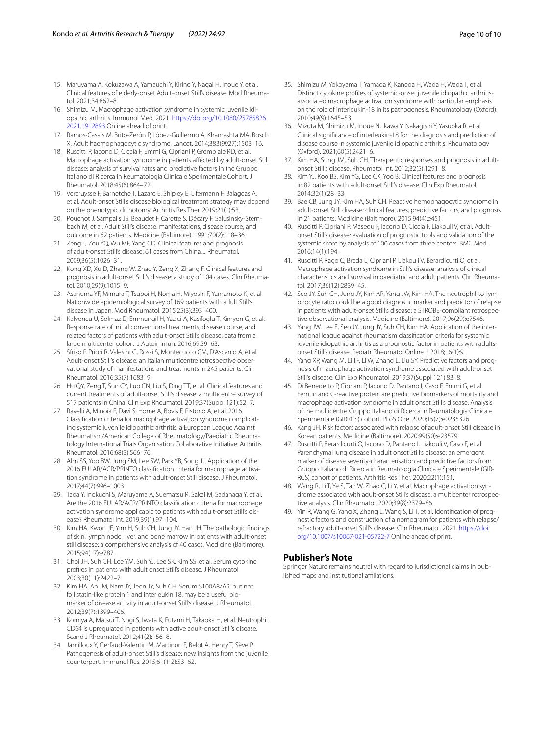15. Maruyama A, Kokuzawa A, Yamauchi Y, Kirino Y, Nagai H, Inoue Y, et al. Clinical features of elderly-onset Adult-onset Still's disease. Mod Rheumatol. 2021;34:862–8.
16. Shimizu M. Macrophage activation syndrome in systemic juvenile idiopathic arthritis. Immunol Med. 2021. https://doi.org/10.1080/25785826.2021.1912893 Online ahead of print.
17. Ramos-Casals M, Brito-Zerón P, López-Guillermo A, Khamashta MA, Bosch X. Adult haemophagocytic syndrome. Lancet. 2014;383(9927):1503–16.
18. Ruscitti P, Iacono D, Ciccia F, Emmi G, Cipriani P, Grembiale RD, et al. Macrophage activation syndrome in patients affected by adult-onset Still disease: analysis of survival rates and predictive factors in the Gruppo Italiano di Ricerca in Reumatologia Clinica e Sperimentale Cohort. J Rheumatol. 2018;45(6):864–72.
19. Vercruysse F, Barnetche T, Lazaro E, Shipley E, Lifermann F, Balageas A, et al. Adult-onset Still's disease biological treatment strategy may depend on the phenotypic dichotomy. Arthritis Res Ther. 2019;21(1):53.
20. Pouchot J, Sampalis JS, Beaudet F, Carette S, Décary F, Salusinsky-Sternbach M, et al. Adult Still's disease: manifestations, disease course, and outcome in 62 patients. Medicine (Baltimore). 1991;70(2):118–36.
21. Zeng T, Zou YQ, Wu MF, Yang CD. Clinical features and prognosis of adult-onset Still's disease: 61 cases from China. J Rheumatol. 2009;36(5):1026–31.
22. Kong XD, Xu D, Zhang W, Zhao Y, Zeng X, Zhang F. Clinical features and prognosis in adult-onset Still's disease: a study of 104 cases. Clin Rheumatol. 2010;29(9):1015–9.
23. Asanuma YF, Mimura T, Tsuboi H, Noma H, Miyoshi F, Yamamoto K, et al. Nationwide epidemiological survey of 169 patients with adult Still's disease in Japan. Mod Rheumatol. 2015;25(3):393–400.
24. Kalyoncu U, Solmaz D, Emmungil H, Yazici A, Kasifoglu T, Kimyon G, et al. Response rate of initial conventional treatments, disease course, and related factors of patients with adult-onset Still's disease: data from a large multicenter cohort. J Autoimmun. 2016;69:59–63.
25. Sfriso P, Priori R, Valesini G, Rossi S, Montecucco CM, D'Ascanio A, et al. Adult-onset Still's disease: an Italian multicentre retrospective observational study of manifestations and treatments in 245 patients. Clin Rheumatol. 2016;35(7):1683–9.
26. Hu QY, Zeng T, Sun CY, Luo CN, Liu S, Ding TT, et al. Clinical features and current treatments of adult-onset Still's disease: a multicentre survey of 517 patients in China. Clin Exp Rheumatol. 2019;37(Suppl 121):52–7.
27. Ravelli A, Minoia F, Davì S, Horne A, Bovis F, Pistorio A, et al. 2016 Classification criteria for macrophage activation syndrome complicating systemic juvenile idiopathic arthritis: a European League Against Rheumatism/American College of Rheumatology/Paediatric Rheumatology International Trials Organisation Collaborative Initiative. Arthritis Rheumatol. 2016;68(3):566–76.
28. Ahn SS, Yoo BW, Jung SM, Lee SW, Park YB, Song JJ. Application of the 2016 EULAR/ACR/PRINTO classification criteria for macrophage activation syndrome in patients with adult-onset Still disease. J Rheumatol. 2017;44(7):996–1003.
29. Tada Y, Inokuchi S, Maruyama S, Suematsu R, Sakai M, Sadanaga Y, et al. Are the 2016 EULAR/ACR/PRINTO classification criteria for macrophage activation syndrome applicable to patients with adult-onset Still's disease? Rheumatol Int. 2019;39(1):97–104.
30. Kim HA, Kwon JE, Yim H, Suh CH, Jung JY, Han JH. The pathologic findings of skin, lymph node, liver, and bone marrow in patients with adult-onset still disease: a comprehensive analysis of 40 cases. Medicine (Baltimore). 2015;94(17):e787.
31. Choi JH, Suh CH, Lee YM, Suh YJ, Lee SK, Kim SS, et al. Serum cytokine profiles in patients with adult onset Still's disease. J Rheumatol. 2003;30(11):2422–7.
32. Kim HA, An JM, Nam JY, Jeon JY, Suh CH. Serum S100A8/A9, but not follistatin-like protein 1 and interleukin 18, may be a useful biomarker of disease activity in adult-onset Still's disease. J Rheumatol. 2012;39(7):1399–406.
33. Komiya A, Matsui T, Nogi S, Iwata K, Futami H, Takaoka H, et al. Neutrophil CD64 is upregulated in patients with active adult-onset Still's disease. Scand J Rheumatol. 2012;41(2):156–8.
34. Jamilloux Y, Gerfaud-Valentin M, Martinon F, Belot A, Henry T, Sève P. Pathogenesis of adult-onset Still's disease: new insights from the juvenile counterpart. Immunol Res. 2015;61(1-2):53–62.
35. Shimizu M, Yokoyama T, Yamada K, Kaneda H, Wada H, Wada T, et al. Distinct cytokine profiles of systemic-onset juvenile idiopathic arthritis-associated macrophage activation syndrome with particular emphasis on the role of interleukin-18 in its pathogenesis. Rheumatology (Oxford). 2010;49(9):1645–53.
36. Mizuta M, Shimizu M, Inoue N, Ikawa Y, Nakagishi Y, Yasuoka R, et al. Clinical significance of interleukin-18 for the diagnosis and prediction of disease course in systemic juvenile idiopathic arthritis. Rheumatology (Oxford). 2021;60(5):2421–6.
37. Kim HA, Sung JM, Suh CH. Therapeutic responses and prognosis in adult-onset Still's disease. Rheumatol Int. 2012;32(5):1291–8.
38. Kim YJ, Koo BS, Kim YG, Lee CK, Yoo B. Clinical features and prognosis in 82 patients with adult-onset Still's disease. Clin Exp Rheumatol. 2014;32(1):28–33.
39. Bae CB, Jung JY, Kim HA, Suh CH. Reactive hemophagocytic syndrome in adult-onset Still disease: clinical features, predictive factors, and prognosis in 21 patients. Medicine (Baltimore). 2015;94(4):e451.
40. Ruscitti P, Cipriani P, Masedu F, Iacono D, Ciccia F, Liakouli V, et al. Adult-onset Still's disease: evaluation of prognostic tools and validation of the systemic score by analysis of 100 cases from three centers. BMC Med. 2016;14(1):194.
41. Ruscitti P, Rago C, Breda L, Cipriani P, Liakouli V, Berardicurti O, et al. Macrophage activation syndrome in Still's disease: analysis of clinical characteristics and survival in paediatric and adult patients. Clin Rheumatol. 2017;36(12):2839–45.
42. Seo JY, Suh CH, Jung JY, Kim AR, Yang JW, Kim HA. The neutrophil-to-lymphocyte ratio could be a good diagnostic marker and predictor of relapse in patients with adult-onset Still's disease: a STROBE-compliant retrospective observational analysis. Medicine (Baltimore). 2017;96(29):e7546.
43. Yang JW, Lee E, Seo JY, Jung JY, Suh CH, Kim HA. Application of the international league against rheumatism classification criteria for systemic juvenile idiopathic arthritis as a prognostic factor in patients with adults-onset Still's disease. Pediatr Rheumatol Online J. 2018;16(1):9.
44. Yang XP, Wang M, Li TF, Li W, Zhang L, Liu SY. Predictive factors and prognosis of macrophage activation syndrome associated with adult-onset Still's disease. Clin Exp Rheumatol. 2019;37(Suppl 121):83–8.
45. Di Benedetto P, Cipriani P, Iacono D, Pantano I, Caso F, Emmi G, et al. Ferritin and C-reactive protein are predictive biomarkers of mortality and macrophage activation syndrome in adult onset Still's disease. Analysis of the multicentre Gruppo Italiano di Ricerca in Reumatologia Clinica e Sperimentale (GIRRCS) cohort. PLoS One. 2020;15(7):e0235326.
46. Kang JH. Risk factors associated with relapse of adult-onset Still disease in Korean patients. Medicine (Baltimore). 2020;99(50):e23579.
47. Ruscitti P, Berardicurti O, Iacono D, Pantano I, Liakouli V, Caso F, et al. Parenchymal lung disease in adult onset Still's disease: an emergent marker of disease severity-characterisation and predictive factors from Gruppo Italiano di Ricerca in Reumatologia Clinica e Sperimentale (GIRRCS) cohort of patients. Arthritis Res Ther. 2020;22(1):151.
48. Wang R, Li T, Ye S, Tan W, Zhao C, Li Y, et al. Macrophage activation syndrome associated with adult-onset Still's disease: a multicenter retrospective analysis. Clin Rheumatol. 2020;39(8):2379–86.
49. Yin R, Wang G, Yang X, Zhang L, Wang S, Li T, et al. Identification of prognostic factors and construction of a nomogram for patients with relapse/refractory adult-onset Still's disease. Clin Rheumatol. 2021. https://doi.org/10.1007/s10067-021-05722-7 Online ahead of print.

## Publisher's Note

Springer Nature remains neutral with regard to jurisdictional claims in published maps and institutional affiliations.